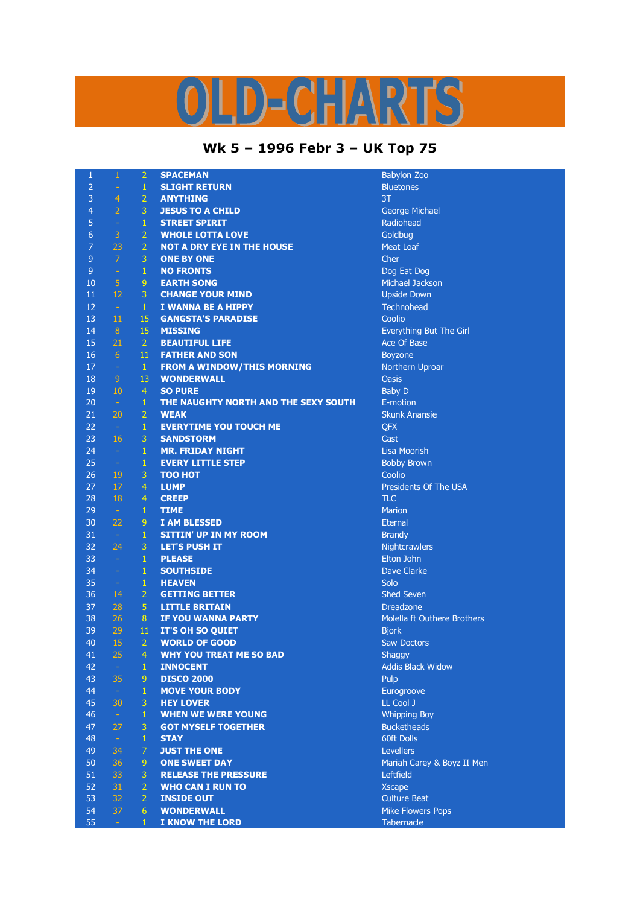# OLD-CHARTS

## Wk 5 – 1996 Febr 3 – UK Top 75

| | | | | |
|---|---|---|---|---|
| 1 | 1 | 2 | **SPACEMAN** | Babylon Zoo |
| 2 | - | 1 | **SLIGHT RETURN** | Bluetones |
| 3 | 4 | 2 | **ANYTHING** | 3T |
| 4 | 2 | 3 | **JESUS TO A CHILD** | George Michael |
| 5 | - | 1 | **STREET SPIRIT** | Radiohead |
| 6 | 3 | 2 | **WHOLE LOTTA LOVE** | Goldbug |
| 7 | 23 | 2 | **NOT A DRY EYE IN THE HOUSE** | Meat Loaf |
| 9 | 7 | 3 | **ONE BY ONE** | Cher |
| 9 | - | 1 | **NO FRONTS** | Dog Eat Dog |
| 10 | 5 | 9 | **EARTH SONG** | Michael Jackson |
| 11 | 12 | 3 | **CHANGE YOUR MIND** | Upside Down |
| 12 | - | 1 | **I WANNA BE A HIPPY** | Technohead |
| 13 | 11 | 15 | **GANGSTA'S PARADISE** | Coolio |
| 14 | 8 | 15 | **MISSING** | Everything But The Girl |
| 15 | 21 | 2 | **BEAUTIFUL LIFE** | Ace Of Base |
| 16 | 6 | 11 | **FATHER AND SON** | Boyzone |
| 17 | - | 1 | **FROM A WINDOW/THIS MORNING** | Northern Uproar |
| 18 | 9 | 13 | **WONDERWALL** | Oasis |
| 19 | 10 | 4 | **SO PURE** | Baby D |
| 20 | - | 1 | **THE NAUGHTY NORTH AND THE SEXY SOUTH** | E-motion |
| 21 | 20 | 2 | **WEAK** | Skunk Anansie |
| 22 | - | 1 | **EVERYTIME YOU TOUCH ME** | QFX |
| 23 | 16 | 3 | **SANDSTORM** | Cast |
| 24 | - | 1 | **MR. FRIDAY NIGHT** | Lisa Moorish |
| 25 | - | 1 | **EVERY LITTLE STEP** | Bobby Brown |
| 26 | 19 | 3 | **TOO HOT** | Coolio |
| 27 | 17 | 4 | **LUMP** | Presidents Of The USA |
| 28 | 18 | 4 | **CREEP** | TLC |
| 29 | - | 1 | **TIME** | Marion |
| 30 | 22 | 9 | **I AM BLESSED** | Eternal |
| 31 | - | 1 | **SITTIN' UP IN MY ROOM** | Brandy |
| 32 | 24 | 3 | **LET'S PUSH IT** | Nightcrawlers |
| 33 | - | 1 | **PLEASE** | Elton John |
| 34 | - | 1 | **SOUTHSIDE** | Dave Clarke |
| 35 | - | 1 | **HEAVEN** | Solo |
| 36 | 14 | 2 | **GETTING BETTER** | Shed Seven |
| 37 | 28 | 5 | **LITTLE BRITAIN** | Dreadzone |
| 38 | 26 | 8 | **IF YOU WANNA PARTY** | Molella ft Outhere Brothers |
| 39 | 29 | 11 | **IT'S OH SO QUIET** | Bjork |
| 40 | 15 | 2 | **WORLD OF GOOD** | Saw Doctors |
| 41 | 25 | 4 | **WHY YOU TREAT ME SO BAD** | Shaggy |
| 42 | - | 1 | **INNOCENT** | Addis Black Widow |
| 43 | 35 | 9 | **DISCO 2000** | Pulp |
| 44 | - | 1 | **MOVE YOUR BODY** | Eurogroove |
| 45 | 30 | 3 | **HEY LOVER** | LL Cool J |
| 46 | - | 1 | **WHEN WE WERE YOUNG** | Whipping Boy |
| 47 | 27 | 3 | **GOT MYSELF TOGETHER** | Bucketheads |
| 48 | - | 1 | **STAY** | 60ft Dolls |
| 49 | 34 | 7 | **JUST THE ONE** | Levellers |
| 50 | 36 | 9 | **ONE SWEET DAY** | Mariah Carey & Boyz II Men |
| 51 | 33 | 3 | **RELEASE THE PRESSURE** | Leftfield |
| 52 | 31 | 2 | **WHO CAN I RUN TO** | Xscape |
| 53 | 32 | 2 | **INSIDE OUT** | Culture Beat |
| 54 | 37 | 6 | **WONDERWALL** | Mike Flowers Pops |
| 55 | - | 1 | **I KNOW THE LORD** | Tabernacle |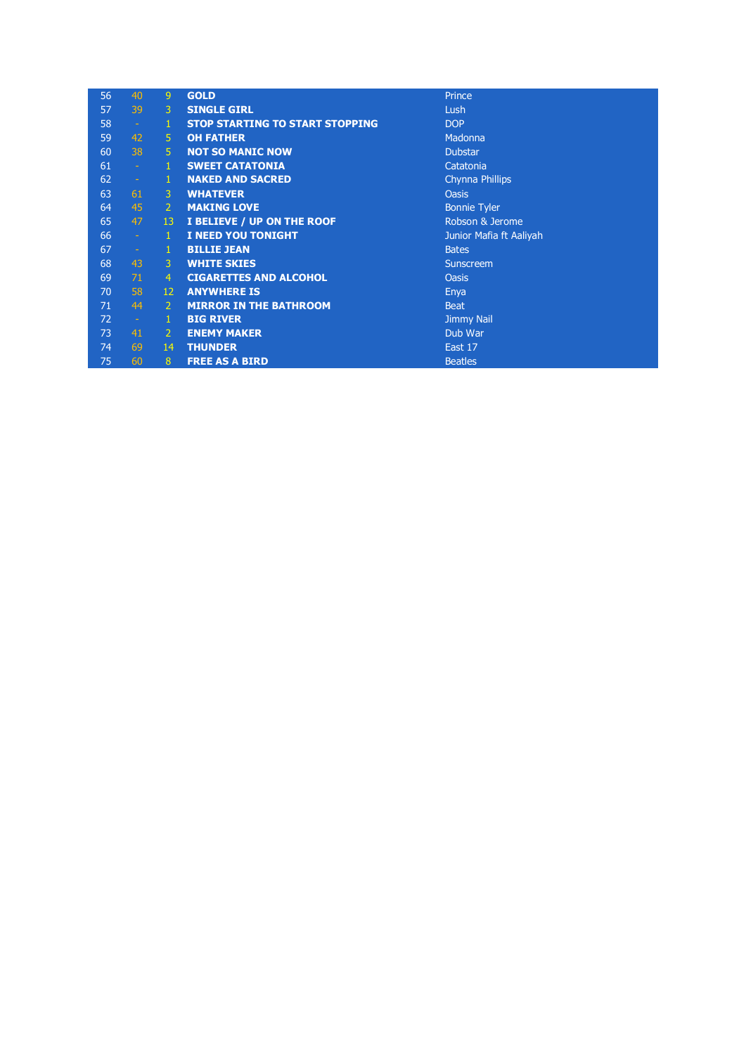| | | | | |
|---|---|---|---|---|
| 56 | 40 | 9 | **GOLD** | Prince |
| 57 | 39 | 3 | **SINGLE GIRL** | Lush |
| 58 | - | 1 | **STOP STARTING TO START STOPPING** | DOP |
| 59 | 42 | 5 | **OH FATHER** | Madonna |
| 60 | 38 | 5 | **NOT SO MANIC NOW** | Dubstar |
| 61 | - | 1 | **SWEET CATATONIA** | Catatonia |
| 62 | - | 1 | **NAKED AND SACRED** | Chynna Phillips |
| 63 | 61 | 3 | **WHATEVER** | Oasis |
| 64 | 45 | 2 | **MAKING LOVE** | Bonnie Tyler |
| 65 | 47 | 13 | **I BELIEVE / UP ON THE ROOF** | Robson & Jerome |
| 66 | - | 1 | **I NEED YOU TONIGHT** | Junior Mafia ft Aaliyah |
| 67 | - | 1 | **BILLIE JEAN** | Bates |
| 68 | 43 | 3 | **WHITE SKIES** | Sunscreem |
| 69 | 71 | 4 | **CIGARETTES AND ALCOHOL** | Oasis |
| 70 | 58 | 12 | **ANYWHERE IS** | Enya |
| 71 | 44 | 2 | **MIRROR IN THE BATHROOM** | Beat |
| 72 | - | 1 | **BIG RIVER** | Jimmy Nail |
| 73 | 41 | 2 | **ENEMY MAKER** | Dub War |
| 74 | 69 | 14 | **THUNDER** | East 17 |
| 75 | 60 | 8 | **FREE AS A BIRD** | Beatles |